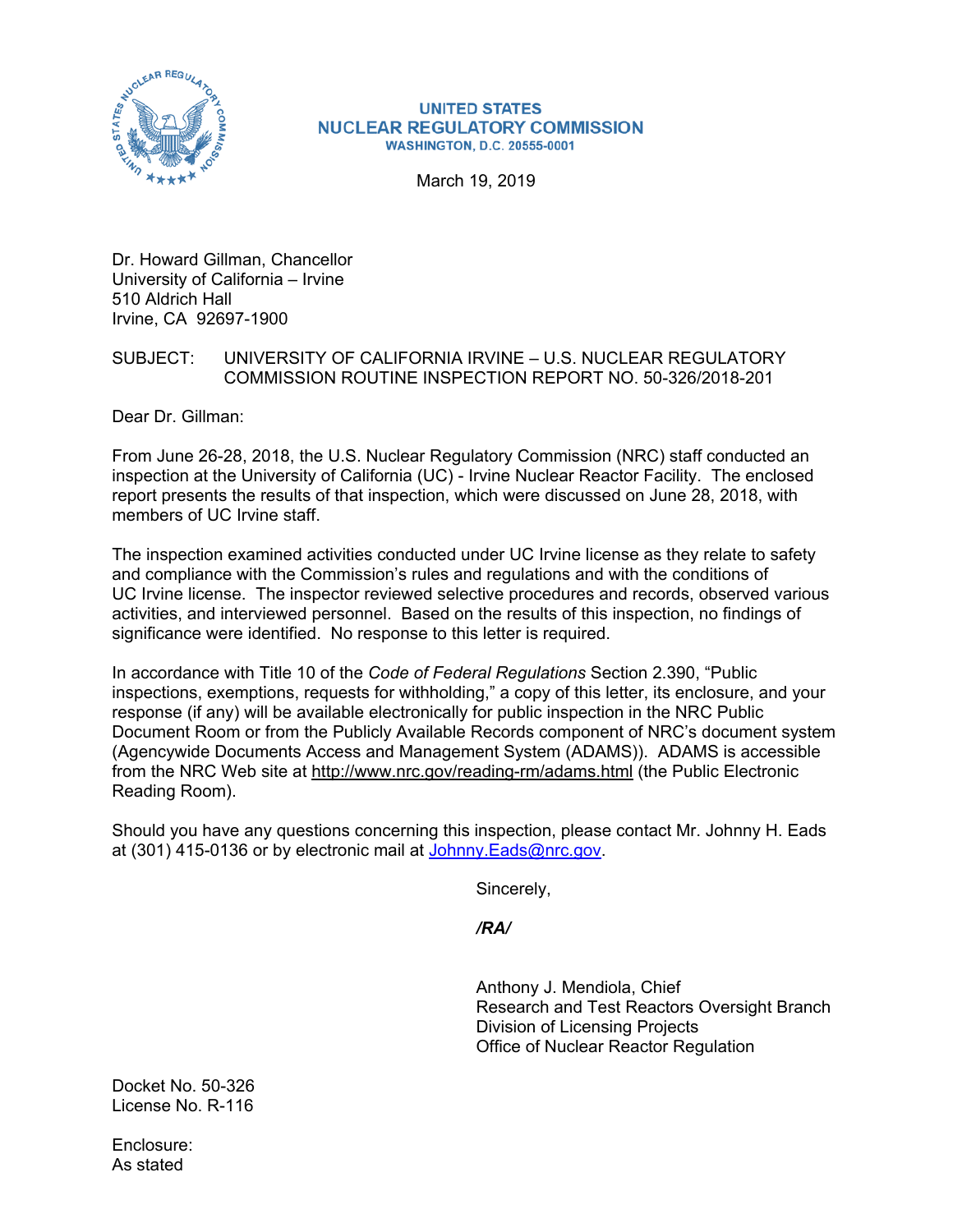UNITED STATES
NUCLEAR REGULATORY COMMISSION
WASHINGTON, D.C. 20555-0001

March 19, 2019

Dr. Howard Gillman, Chancellor
University of California – Irvine
510 Aldrich Hall
Irvine, CA 92697-1900

SUBJECT: UNIVERSITY OF CALIFORNIA IRVINE – U.S. NUCLEAR REGULATORY COMMISSION ROUTINE INSPECTION REPORT NO. 50-326/2018-201

Dear Dr. Gillman:

From June 26-28, 2018, the U.S. Nuclear Regulatory Commission (NRC) staff conducted an inspection at the University of California (UC) - Irvine Nuclear Reactor Facility. The enclosed report presents the results of that inspection, which were discussed on June 28, 2018, with members of UC Irvine staff.

The inspection examined activities conducted under UC Irvine license as they relate to safety and compliance with the Commission's rules and regulations and with the conditions of UC Irvine license. The inspector reviewed selective procedures and records, observed various activities, and interviewed personnel. Based on the results of this inspection, no findings of significance were identified. No response to this letter is required.

In accordance with Title 10 of the *Code of Federal Regulations* Section 2.390, "Public inspections, exemptions, requests for withholding," a copy of this letter, its enclosure, and your response (if any) will be available electronically for public inspection in the NRC Public Document Room or from the Publicly Available Records component of NRC's document system (Agencywide Documents Access and Management System (ADAMS)). ADAMS is accessible from the NRC Web site at http://www.nrc.gov/reading-rm/adams.html (the Public Electronic Reading Room).

Should you have any questions concerning this inspection, please contact Mr. Johnny H. Eads at (301) 415-0136 or by electronic mail at Johnny.Eads@nrc.gov.

Sincerely,

***/RA/***

Anthony J. Mendiola, Chief
Research and Test Reactors Oversight Branch
Division of Licensing Projects
Office of Nuclear Reactor Regulation

Docket No. 50-326
License No. R-116

Enclosure:
As stated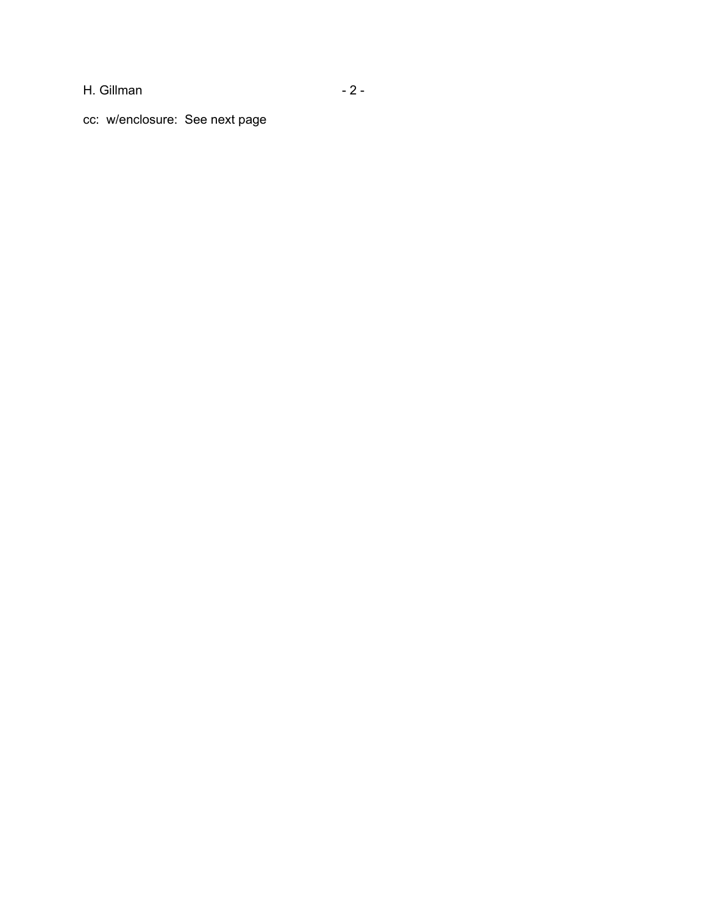cc: w/enclosure: See next page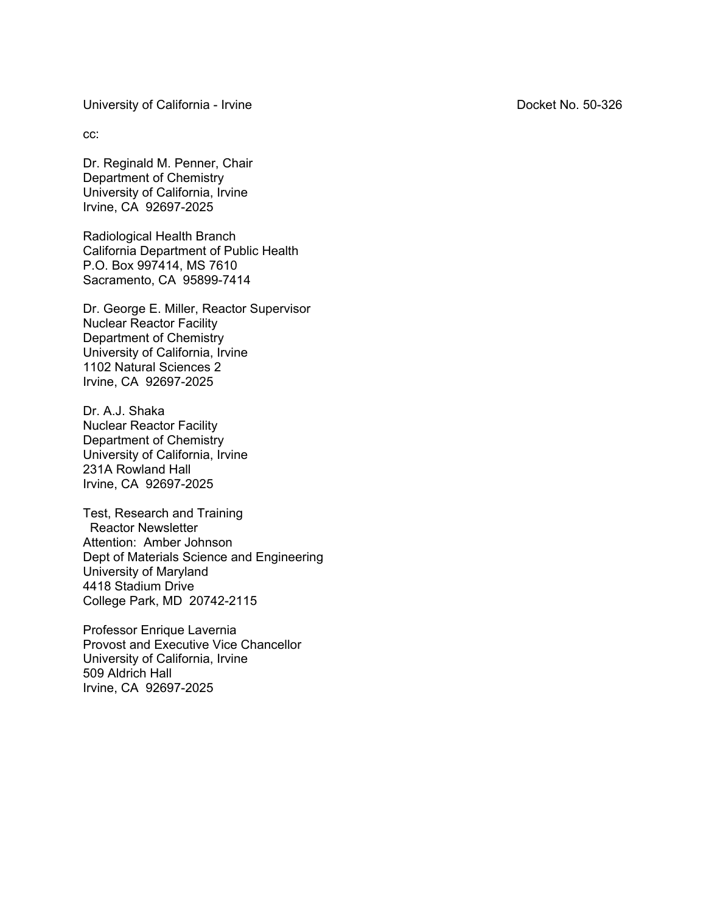University of California - Irvine Docket No. 50-326

cc:

Dr. Reginald M. Penner, Chair
Department of Chemistry
University of California, Irvine
Irvine, CA 92697-2025

Radiological Health Branch
California Department of Public Health
P.O. Box 997414, MS 7610
Sacramento, CA 95899-7414

Dr. George E. Miller, Reactor Supervisor
Nuclear Reactor Facility
Department of Chemistry
University of California, Irvine
1102 Natural Sciences 2
Irvine, CA 92697-2025

Dr. A.J. Shaka
Nuclear Reactor Facility
Department of Chemistry
University of California, Irvine
231A Rowland Hall
Irvine, CA 92697-2025

Test, Research and Training
Reactor Newsletter
Attention: Amber Johnson
Dept of Materials Science and Engineering
University of Maryland
4418 Stadium Drive
College Park, MD 20742-2115

Professor Enrique Lavernia
Provost and Executive Vice Chancellor
University of California, Irvine
509 Aldrich Hall
Irvine, CA 92697-2025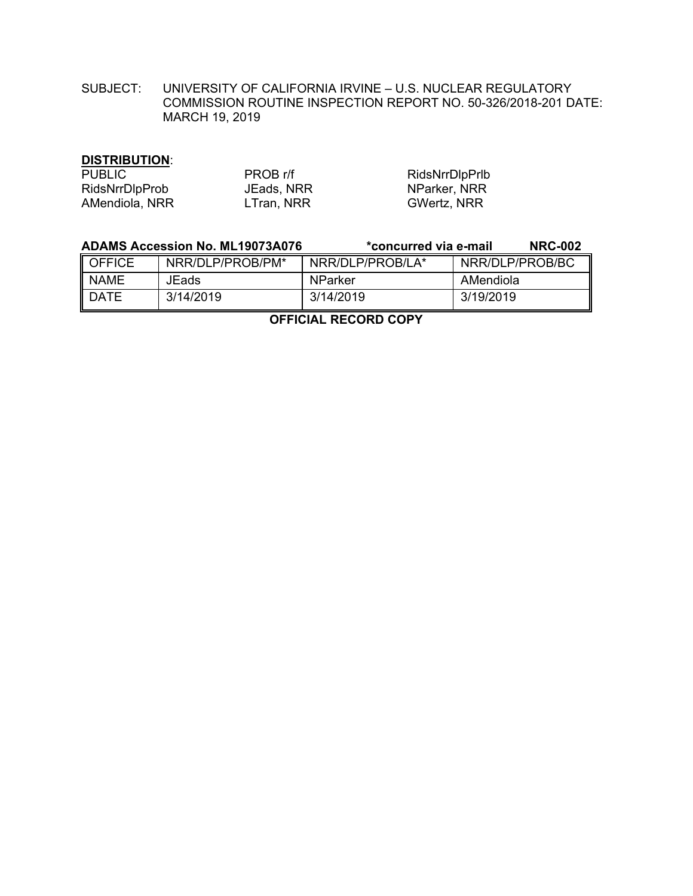SUBJECT: UNIVERSITY OF CALIFORNIA IRVINE – U.S. NUCLEAR REGULATORY COMMISSION ROUTINE INSPECTION REPORT NO. 50-326/2018-201 DATE: MARCH 19, 2019

**DISTRIBUTION**:

| | | |
|---|---|---|
| PUBLIC | PROB r/f | RidsNrrDlpPrlb |
| RidsNrrDlpProb | JEads, NRR | NParker, NRR |
| AMendiola, NRR | LTran, NRR | GWertz, NRR |

**ADAMS Accession No. ML19073A076** **\*concurred via e-mail** **NRC-002**

| OFFICE | NRR/DLP/PROB/PM* | NRR/DLP/PROB/LA* | NRR/DLP/PROB/BC |
|---|---|---|---|
| NAME | JEads | NParker | AMendiola |
| DATE | 3/14/2019 | 3/14/2019 | 3/19/2019 |

**OFFICIAL RECORD COPY**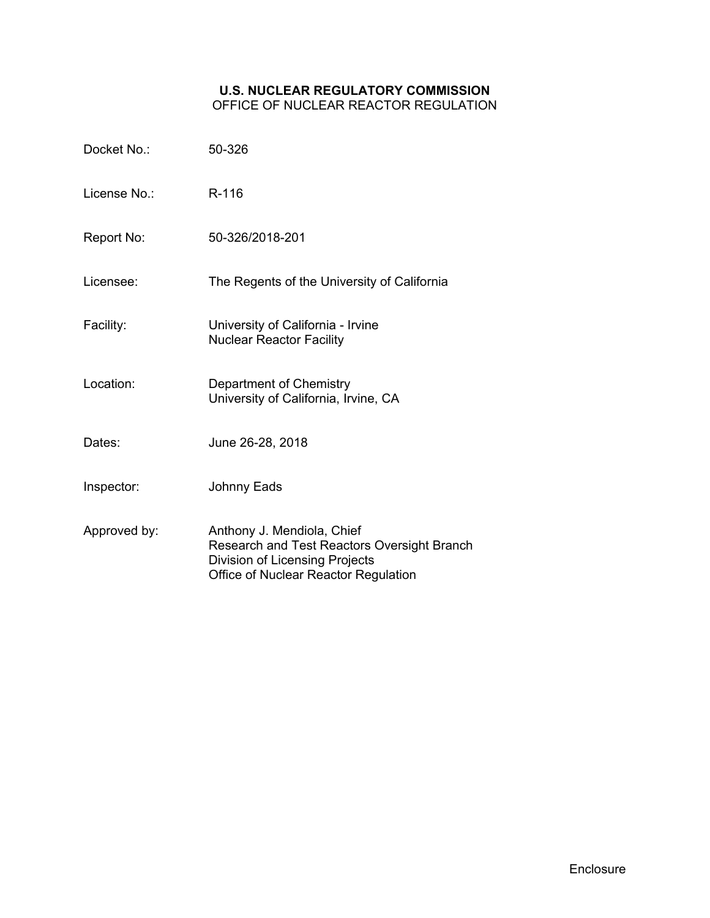# U.S. NUCLEAR REGULATORY COMMISSION

OFFICE OF NUCLEAR REACTOR REGULATION

| | |
|---|---|
| Docket No.: | 50-326 |
| License No.: | R-116 |
| Report No: | 50-326/2018-201 |
| Licensee: | The Regents of the University of California |
| Facility: | University of California - Irvine<br>Nuclear Reactor Facility |
| Location: | Department of Chemistry<br>University of California, Irvine, CA |
| Dates: | June 26-28, 2018 |
| Inspector: | Johnny Eads |
| Approved by: | Anthony J. Mendiola, Chief<br>Research and Test Reactors Oversight Branch<br>Division of Licensing Projects<br>Office of Nuclear Reactor Regulation |

Enclosure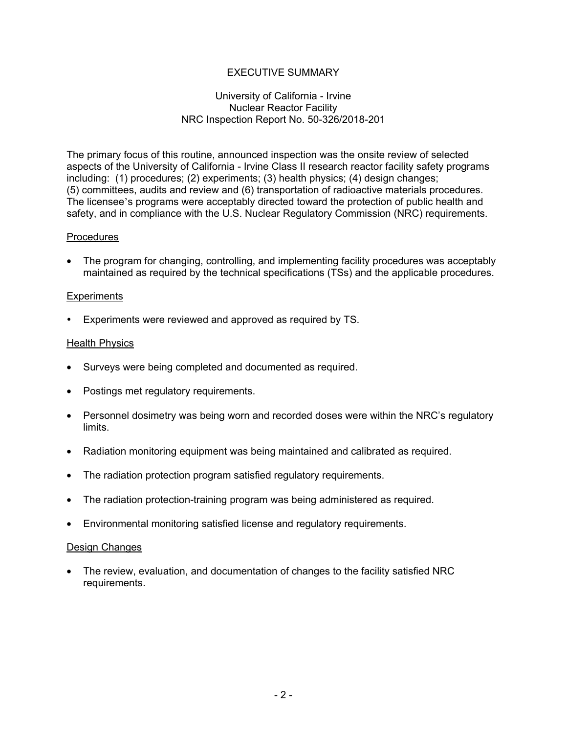# EXECUTIVE SUMMARY

University of California - Irvine
Nuclear Reactor Facility
NRC Inspection Report No. 50-326/2018-201

The primary focus of this routine, announced inspection was the onsite review of selected aspects of the University of California - Irvine Class II research reactor facility safety programs including: (1) procedures; (2) experiments; (3) health physics; (4) design changes; (5) committees, audits and review and (6) transportation of radioactive materials procedures. The licensee's programs were acceptably directed toward the protection of public health and safety, and in compliance with the U.S. Nuclear Regulatory Commission (NRC) requirements.

## Procedures

- The program for changing, controlling, and implementing facility procedures was acceptably maintained as required by the technical specifications (TSs) and the applicable procedures.

## Experiments

- Experiments were reviewed and approved as required by TS.

## Health Physics

- Surveys were being completed and documented as required.
- Postings met regulatory requirements.
- Personnel dosimetry was being worn and recorded doses were within the NRC's regulatory limits.
- Radiation monitoring equipment was being maintained and calibrated as required.
- The radiation protection program satisfied regulatory requirements.
- The radiation protection-training program was being administered as required.
- Environmental monitoring satisfied license and regulatory requirements.

## Design Changes

- The review, evaluation, and documentation of changes to the facility satisfied NRC requirements.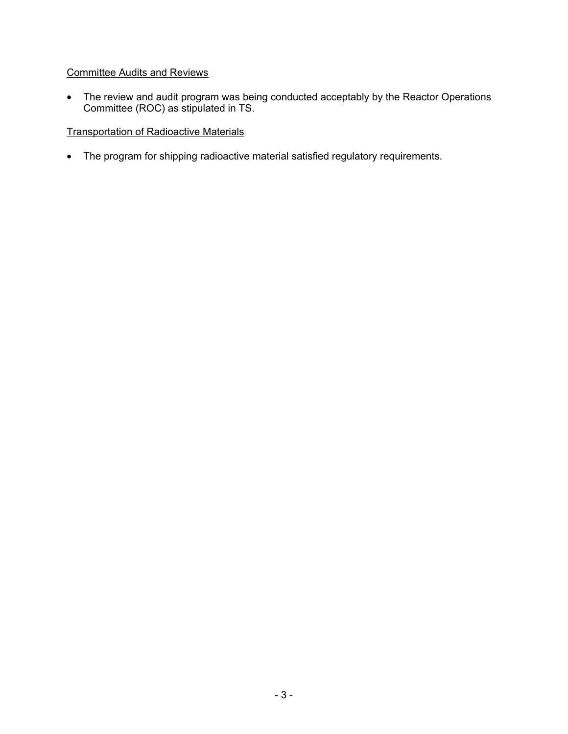Committee Audits and Reviews

- The review and audit program was being conducted acceptably by the Reactor Operations Committee (ROC) as stipulated in TS.

Transportation of Radioactive Materials

- The program for shipping radioactive material satisfied regulatory requirements.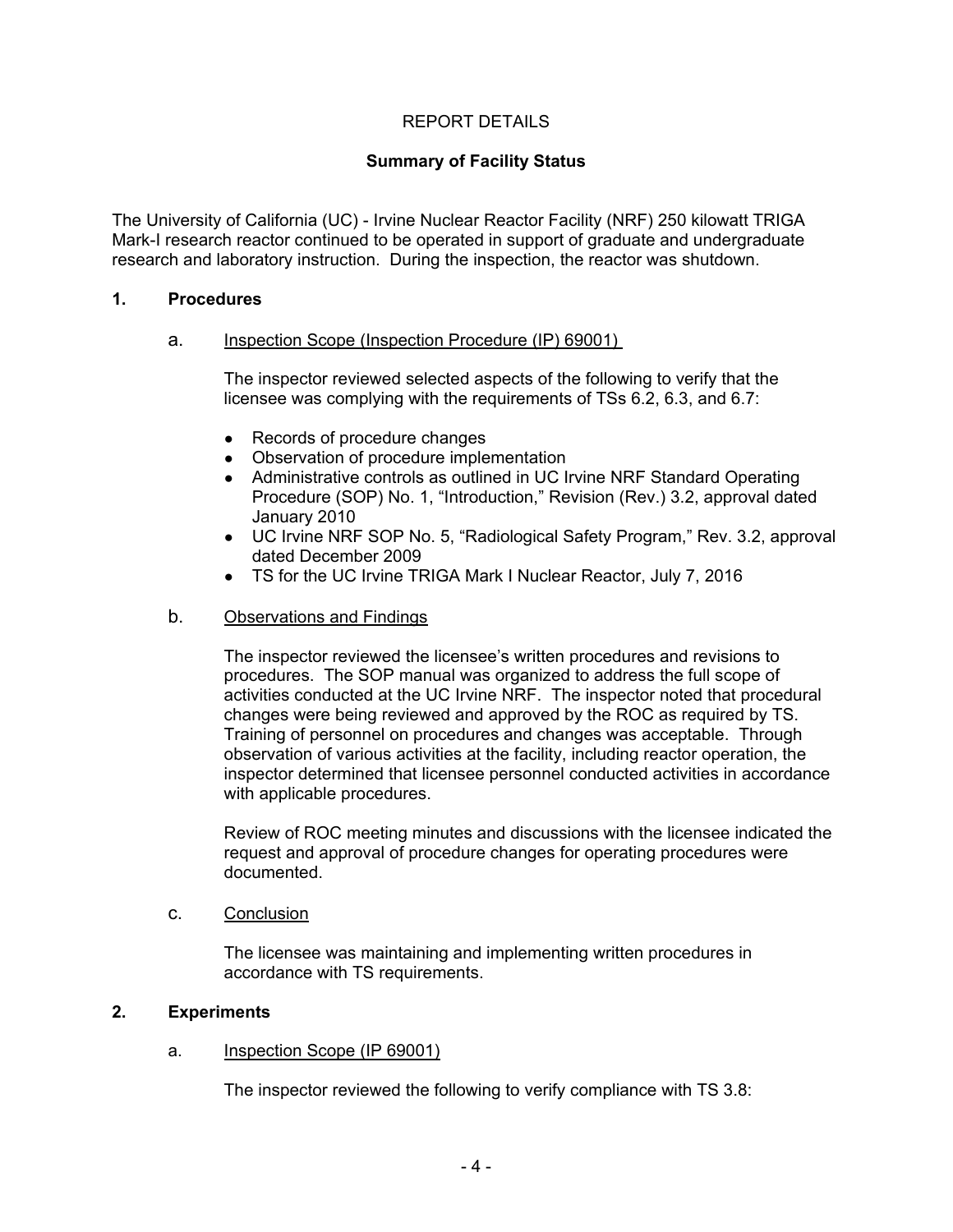# REPORT DETAILS

## Summary of Facility Status

The University of California (UC) - Irvine Nuclear Reactor Facility (NRF) 250 kilowatt TRIGA Mark-I research reactor continued to be operated in support of graduate and undergraduate research and laboratory instruction. During the inspection, the reactor was shutdown.

## 1. Procedures

### a. Inspection Scope (Inspection Procedure (IP) 69001)

The inspector reviewed selected aspects of the following to verify that the licensee was complying with the requirements of TSs 6.2, 6.3, and 6.7:

- Records of procedure changes
- Observation of procedure implementation
- Administrative controls as outlined in UC Irvine NRF Standard Operating Procedure (SOP) No. 1, "Introduction," Revision (Rev.) 3.2, approval dated January 2010
- UC Irvine NRF SOP No. 5, "Radiological Safety Program," Rev. 3.2, approval dated December 2009
- TS for the UC Irvine TRIGA Mark I Nuclear Reactor, July 7, 2016

### b. Observations and Findings

The inspector reviewed the licensee's written procedures and revisions to procedures. The SOP manual was organized to address the full scope of activities conducted at the UC Irvine NRF. The inspector noted that procedural changes were being reviewed and approved by the ROC as required by TS. Training of personnel on procedures and changes was acceptable. Through observation of various activities at the facility, including reactor operation, the inspector determined that licensee personnel conducted activities in accordance with applicable procedures.

Review of ROC meeting minutes and discussions with the licensee indicated the request and approval of procedure changes for operating procedures were documented.

### c. Conclusion

The licensee was maintaining and implementing written procedures in accordance with TS requirements.

## 2. Experiments

### a. Inspection Scope (IP 69001)

The inspector reviewed the following to verify compliance with TS 3.8: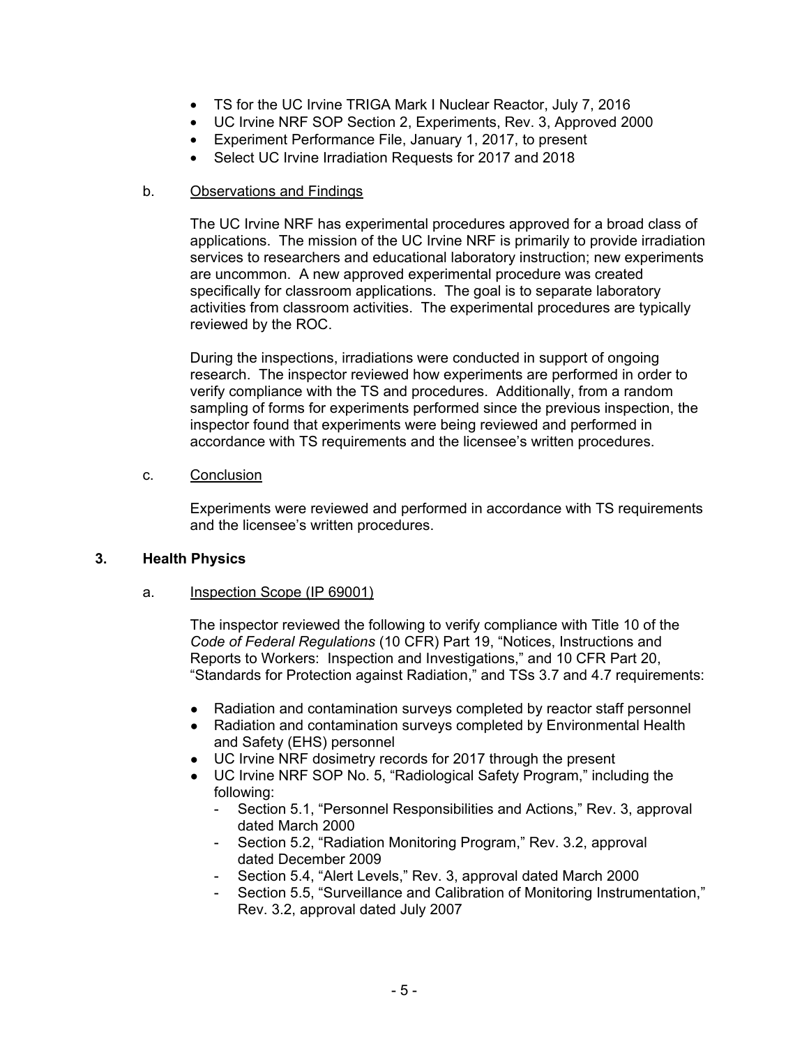- TS for the UC Irvine TRIGA Mark I Nuclear Reactor, July 7, 2016
- UC Irvine NRF SOP Section 2, Experiments, Rev. 3, Approved 2000
- Experiment Performance File, January 1, 2017, to present
- Select UC Irvine Irradiation Requests for 2017 and 2018

b. Observations and Findings

The UC Irvine NRF has experimental procedures approved for a broad class of applications. The mission of the UC Irvine NRF is primarily to provide irradiation services to researchers and educational laboratory instruction; new experiments are uncommon. A new approved experimental procedure was created specifically for classroom applications. The goal is to separate laboratory activities from classroom activities. The experimental procedures are typically reviewed by the ROC.

During the inspections, irradiations were conducted in support of ongoing research. The inspector reviewed how experiments are performed in order to verify compliance with the TS and procedures. Additionally, from a random sampling of forms for experiments performed since the previous inspection, the inspector found that experiments were being reviewed and performed in accordance with TS requirements and the licensee's written procedures.

c. Conclusion

Experiments were reviewed and performed in accordance with TS requirements and the licensee's written procedures.

## 3. Health Physics

a. Inspection Scope (IP 69001)

The inspector reviewed the following to verify compliance with Title 10 of the *Code of Federal Regulations* (10 CFR) Part 19, "Notices, Instructions and Reports to Workers: Inspection and Investigations," and 10 CFR Part 20, "Standards for Protection against Radiation," and TSs 3.7 and 4.7 requirements:

- Radiation and contamination surveys completed by reactor staff personnel
- Radiation and contamination surveys completed by Environmental Health and Safety (EHS) personnel
- UC Irvine NRF dosimetry records for 2017 through the present
- UC Irvine NRF SOP No. 5, "Radiological Safety Program," including the following:
  - Section 5.1, "Personnel Responsibilities and Actions," Rev. 3, approval dated March 2000
  - Section 5.2, "Radiation Monitoring Program," Rev. 3.2, approval dated December 2009
  - Section 5.4, "Alert Levels," Rev. 3, approval dated March 2000
  - Section 5.5, "Surveillance and Calibration of Monitoring Instrumentation," Rev. 3.2, approval dated July 2007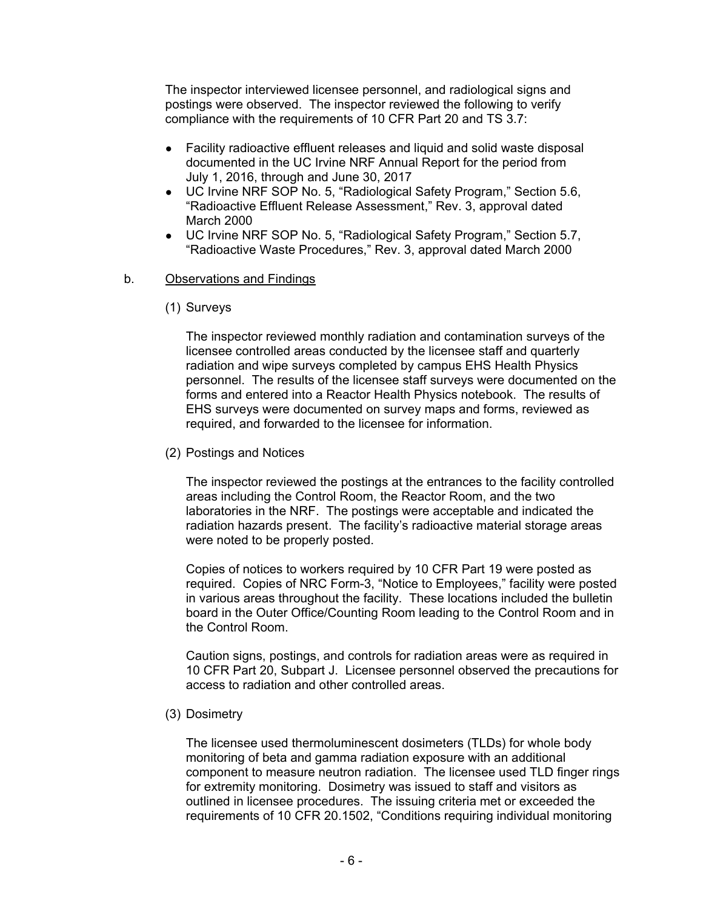The inspector interviewed licensee personnel, and radiological signs and postings were observed. The inspector reviewed the following to verify compliance with the requirements of 10 CFR Part 20 and TS 3.7:

- Facility radioactive effluent releases and liquid and solid waste disposal documented in the UC Irvine NRF Annual Report for the period from July 1, 2016, through and June 30, 2017
- UC Irvine NRF SOP No. 5, "Radiological Safety Program," Section 5.6, "Radioactive Effluent Release Assessment," Rev. 3, approval dated March 2000
- UC Irvine NRF SOP No. 5, "Radiological Safety Program," Section 5.7, "Radioactive Waste Procedures," Rev. 3, approval dated March 2000

b. Observations and Findings

(1) Surveys

The inspector reviewed monthly radiation and contamination surveys of the licensee controlled areas conducted by the licensee staff and quarterly radiation and wipe surveys completed by campus EHS Health Physics personnel. The results of the licensee staff surveys were documented on the forms and entered into a Reactor Health Physics notebook. The results of EHS surveys were documented on survey maps and forms, reviewed as required, and forwarded to the licensee for information.

(2) Postings and Notices

The inspector reviewed the postings at the entrances to the facility controlled areas including the Control Room, the Reactor Room, and the two laboratories in the NRF. The postings were acceptable and indicated the radiation hazards present. The facility's radioactive material storage areas were noted to be properly posted.

Copies of notices to workers required by 10 CFR Part 19 were posted as required. Copies of NRC Form-3, "Notice to Employees," facility were posted in various areas throughout the facility. These locations included the bulletin board in the Outer Office/Counting Room leading to the Control Room and in the Control Room.

Caution signs, postings, and controls for radiation areas were as required in 10 CFR Part 20, Subpart J. Licensee personnel observed the precautions for access to radiation and other controlled areas.

(3) Dosimetry

The licensee used thermoluminescent dosimeters (TLDs) for whole body monitoring of beta and gamma radiation exposure with an additional component to measure neutron radiation. The licensee used TLD finger rings for extremity monitoring. Dosimetry was issued to staff and visitors as outlined in licensee procedures. The issuing criteria met or exceeded the requirements of 10 CFR 20.1502, "Conditions requiring individual monitoring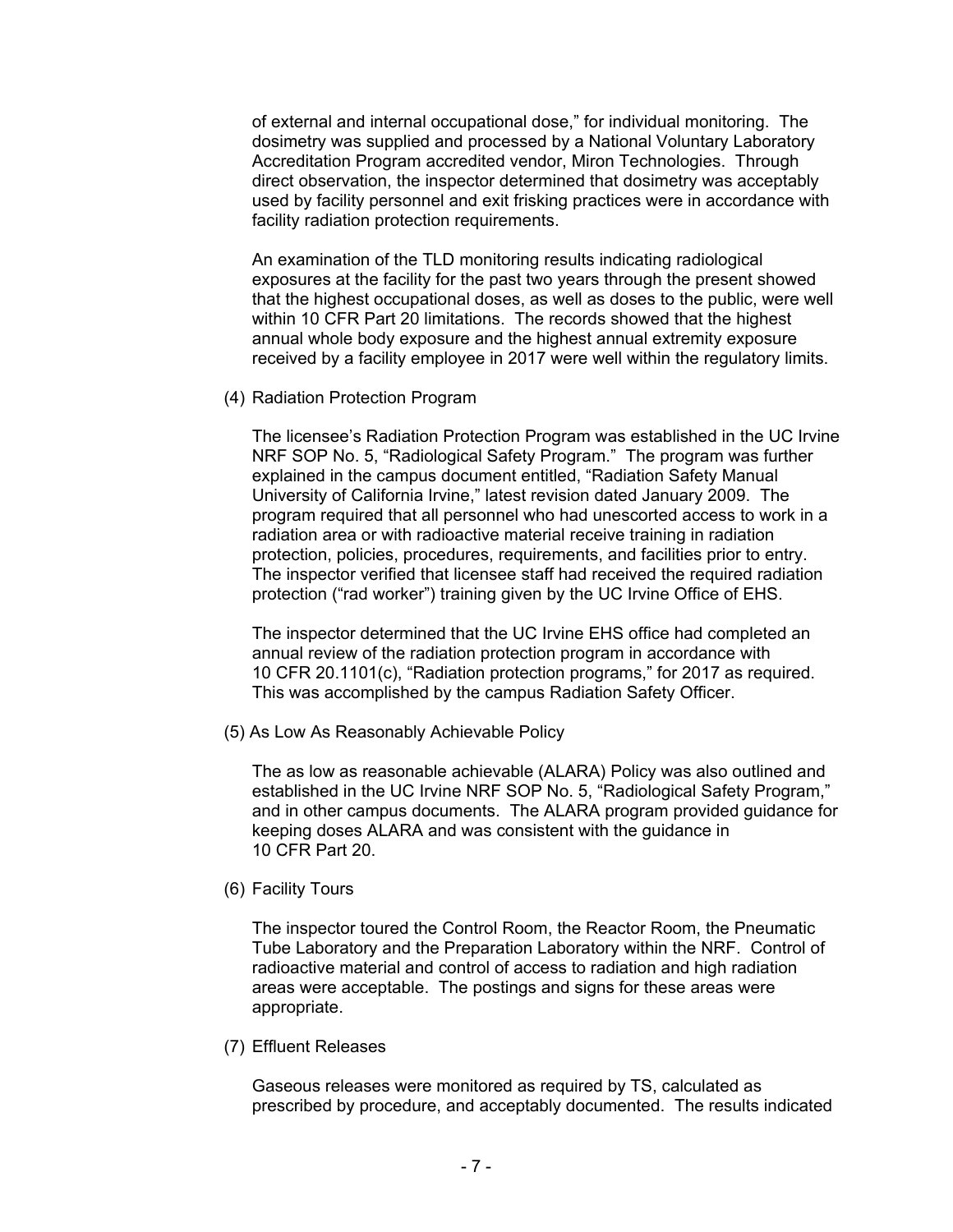of external and internal occupational dose," for individual monitoring. The dosimetry was supplied and processed by a National Voluntary Laboratory Accreditation Program accredited vendor, Miron Technologies. Through direct observation, the inspector determined that dosimetry was acceptably used by facility personnel and exit frisking practices were in accordance with facility radiation protection requirements.

An examination of the TLD monitoring results indicating radiological exposures at the facility for the past two years through the present showed that the highest occupational doses, as well as doses to the public, were well within 10 CFR Part 20 limitations. The records showed that the highest annual whole body exposure and the highest annual extremity exposure received by a facility employee in 2017 were well within the regulatory limits.

(4) Radiation Protection Program

The licensee's Radiation Protection Program was established in the UC Irvine NRF SOP No. 5, "Radiological Safety Program." The program was further explained in the campus document entitled, "Radiation Safety Manual University of California Irvine," latest revision dated January 2009. The program required that all personnel who had unescorted access to work in a radiation area or with radioactive material receive training in radiation protection, policies, procedures, requirements, and facilities prior to entry. The inspector verified that licensee staff had received the required radiation protection ("rad worker") training given by the UC Irvine Office of EHS.

The inspector determined that the UC Irvine EHS office had completed an annual review of the radiation protection program in accordance with 10 CFR 20.1101(c), "Radiation protection programs," for 2017 as required. This was accomplished by the campus Radiation Safety Officer.

(5) As Low As Reasonably Achievable Policy

The as low as reasonable achievable (ALARA) Policy was also outlined and established in the UC Irvine NRF SOP No. 5, "Radiological Safety Program," and in other campus documents. The ALARA program provided guidance for keeping doses ALARA and was consistent with the guidance in 10 CFR Part 20.

(6) Facility Tours

The inspector toured the Control Room, the Reactor Room, the Pneumatic Tube Laboratory and the Preparation Laboratory within the NRF. Control of radioactive material and control of access to radiation and high radiation areas were acceptable. The postings and signs for these areas were appropriate.

(7) Effluent Releases

Gaseous releases were monitored as required by TS, calculated as prescribed by procedure, and acceptably documented. The results indicated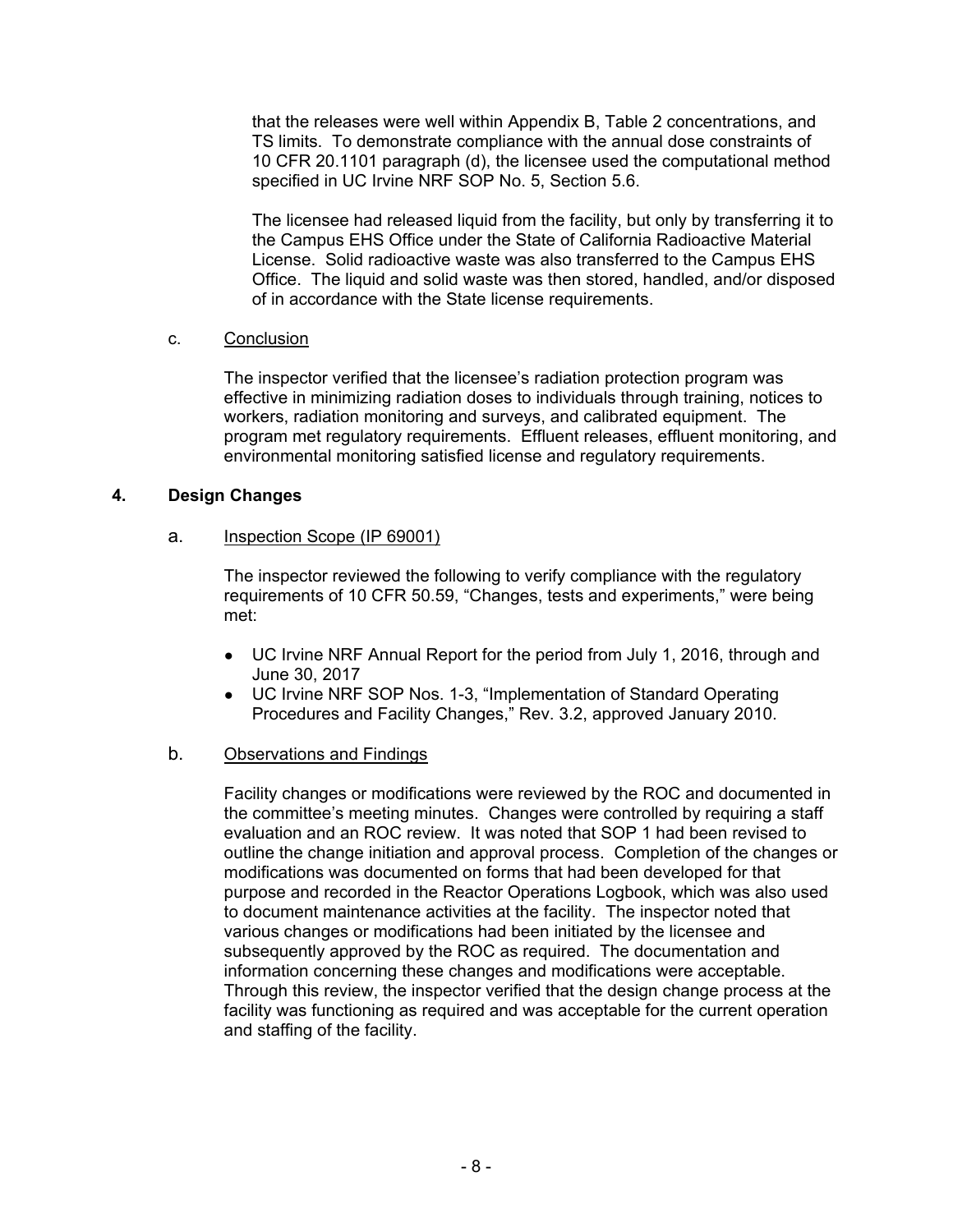that the releases were well within Appendix B, Table 2 concentrations, and TS limits. To demonstrate compliance with the annual dose constraints of 10 CFR 20.1101 paragraph (d), the licensee used the computational method specified in UC Irvine NRF SOP No. 5, Section 5.6.

The licensee had released liquid from the facility, but only by transferring it to the Campus EHS Office under the State of California Radioactive Material License. Solid radioactive waste was also transferred to the Campus EHS Office. The liquid and solid waste was then stored, handled, and/or disposed of in accordance with the State license requirements.

c. Conclusion

The inspector verified that the licensee's radiation protection program was effective in minimizing radiation doses to individuals through training, notices to workers, radiation monitoring and surveys, and calibrated equipment. The program met regulatory requirements. Effluent releases, effluent monitoring, and environmental monitoring satisfied license and regulatory requirements.

## 4. Design Changes

a. Inspection Scope (IP 69001)

The inspector reviewed the following to verify compliance with the regulatory requirements of 10 CFR 50.59, "Changes, tests and experiments," were being met:

- UC Irvine NRF Annual Report for the period from July 1, 2016, through and June 30, 2017
- UC Irvine NRF SOP Nos. 1-3, "Implementation of Standard Operating Procedures and Facility Changes," Rev. 3.2, approved January 2010.

b. Observations and Findings

Facility changes or modifications were reviewed by the ROC and documented in the committee's meeting minutes. Changes were controlled by requiring a staff evaluation and an ROC review. It was noted that SOP 1 had been revised to outline the change initiation and approval process. Completion of the changes or modifications was documented on forms that had been developed for that purpose and recorded in the Reactor Operations Logbook, which was also used to document maintenance activities at the facility. The inspector noted that various changes or modifications had been initiated by the licensee and subsequently approved by the ROC as required. The documentation and information concerning these changes and modifications were acceptable. Through this review, the inspector verified that the design change process at the facility was functioning as required and was acceptable for the current operation and staffing of the facility.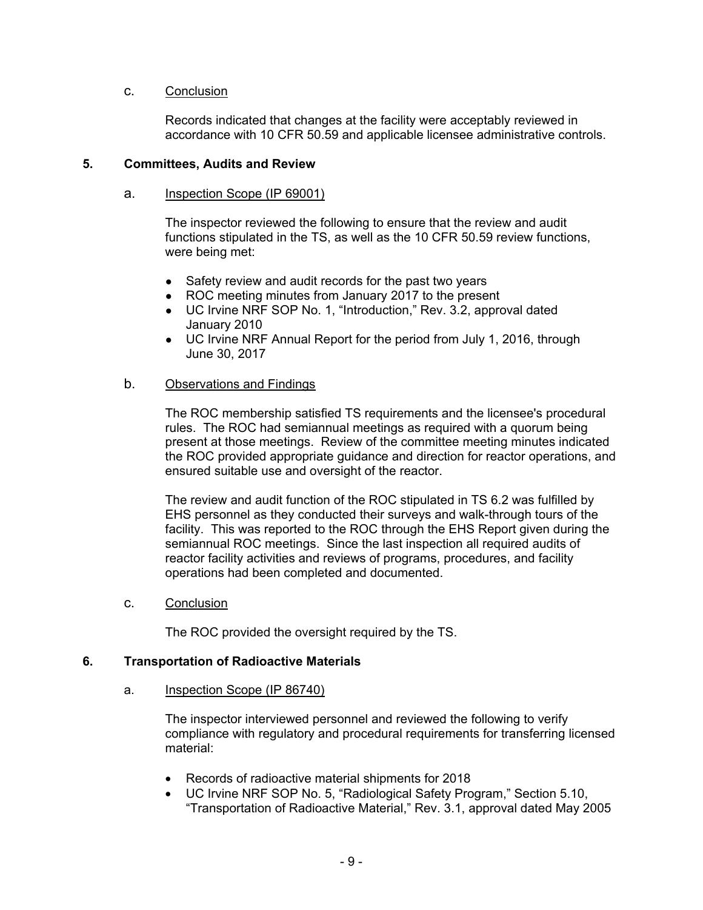c. Conclusion

Records indicated that changes at the facility were acceptably reviewed in accordance with 10 CFR 50.59 and applicable licensee administrative controls.

## 5. Committees, Audits and Review

a. Inspection Scope (IP 69001)

The inspector reviewed the following to ensure that the review and audit functions stipulated in the TS, as well as the 10 CFR 50.59 review functions, were being met:

- Safety review and audit records for the past two years
- ROC meeting minutes from January 2017 to the present
- UC Irvine NRF SOP No. 1, "Introduction," Rev. 3.2, approval dated January 2010
- UC Irvine NRF Annual Report for the period from July 1, 2016, through June 30, 2017

b. Observations and Findings

The ROC membership satisfied TS requirements and the licensee's procedural rules. The ROC had semiannual meetings as required with a quorum being present at those meetings. Review of the committee meeting minutes indicated the ROC provided appropriate guidance and direction for reactor operations, and ensured suitable use and oversight of the reactor.

The review and audit function of the ROC stipulated in TS 6.2 was fulfilled by EHS personnel as they conducted their surveys and walk-through tours of the facility. This was reported to the ROC through the EHS Report given during the semiannual ROC meetings. Since the last inspection all required audits of reactor facility activities and reviews of programs, procedures, and facility operations had been completed and documented.

c. Conclusion

The ROC provided the oversight required by the TS.

## 6. Transportation of Radioactive Materials

a. Inspection Scope (IP 86740)

The inspector interviewed personnel and reviewed the following to verify compliance with regulatory and procedural requirements for transferring licensed material:

- Records of radioactive material shipments for 2018
- UC Irvine NRF SOP No. 5, "Radiological Safety Program," Section 5.10, "Transportation of Radioactive Material," Rev. 3.1, approval dated May 2005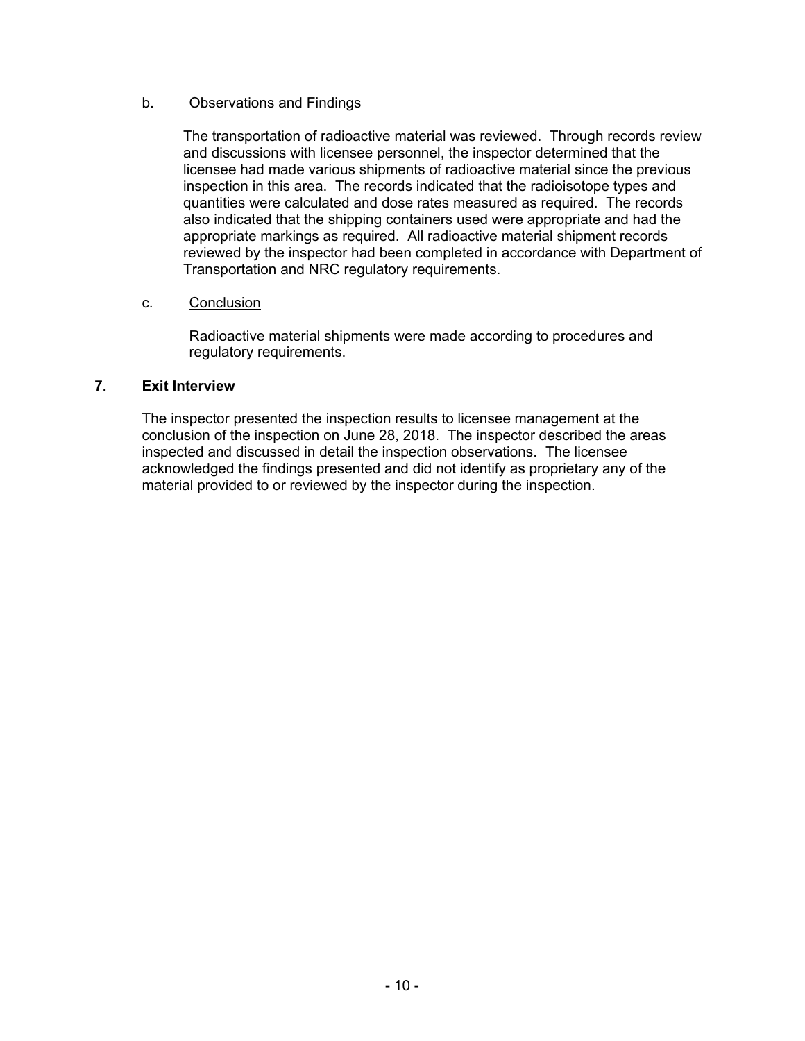b. Observations and Findings

The transportation of radioactive material was reviewed. Through records review and discussions with licensee personnel, the inspector determined that the licensee had made various shipments of radioactive material since the previous inspection in this area. The records indicated that the radioisotope types and quantities were calculated and dose rates measured as required. The records also indicated that the shipping containers used were appropriate and had the appropriate markings as required. All radioactive material shipment records reviewed by the inspector had been completed in accordance with Department of Transportation and NRC regulatory requirements.

c. Conclusion

Radioactive material shipments were made according to procedures and regulatory requirements.

**7. Exit Interview**

The inspector presented the inspection results to licensee management at the conclusion of the inspection on June 28, 2018. The inspector described the areas inspected and discussed in detail the inspection observations. The licensee acknowledged the findings presented and did not identify as proprietary any of the material provided to or reviewed by the inspector during the inspection.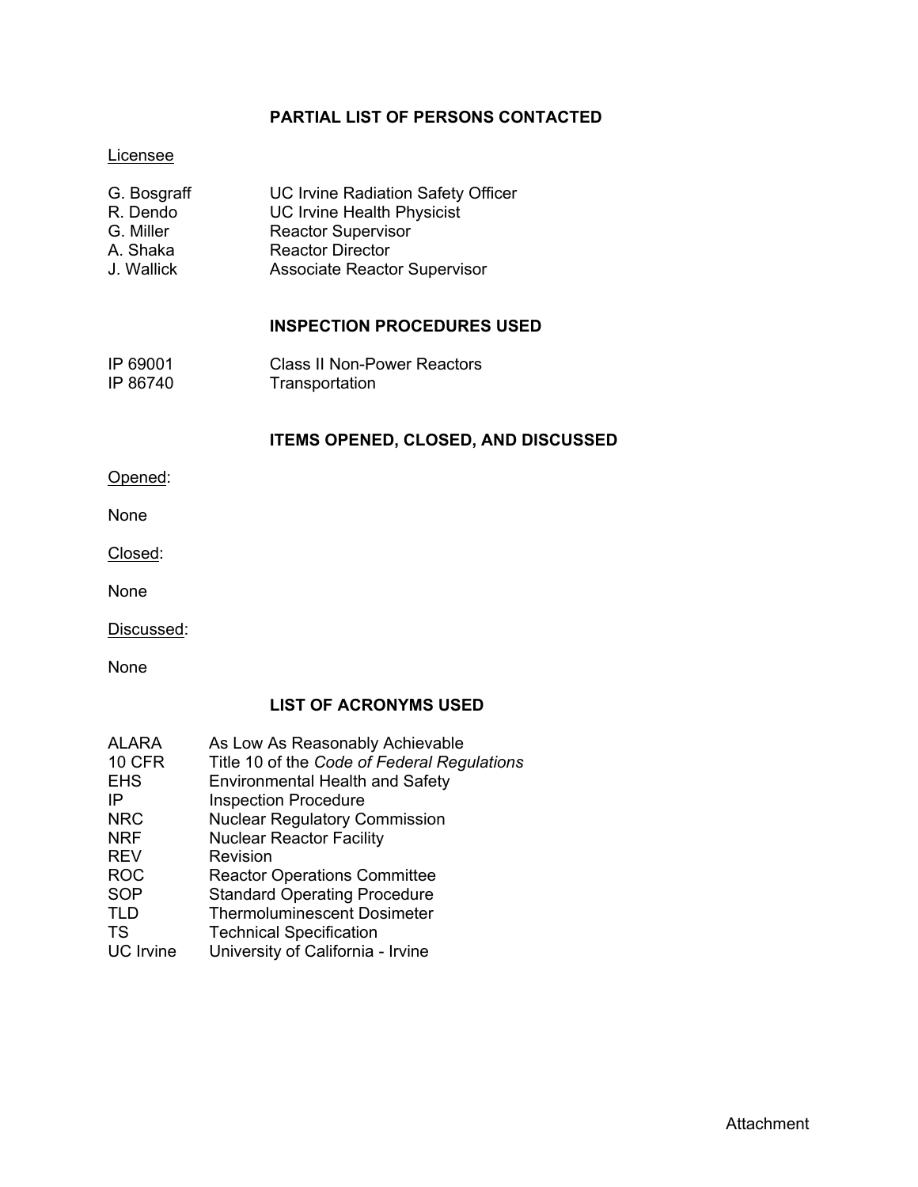## PARTIAL LIST OF PERSONS CONTACTED

Licensee

| | |
|---|---|
| G. Bosgraff | UC Irvine Radiation Safety Officer |
| R. Dendo | UC Irvine Health Physicist |
| G. Miller | Reactor Supervisor |
| A. Shaka | Reactor Director |
| J. Wallick | Associate Reactor Supervisor |

## INSPECTION PROCEDURES USED

| | |
|---|---|
| IP 69001 | Class II Non-Power Reactors |
| IP 86740 | Transportation |

## ITEMS OPENED, CLOSED, AND DISCUSSED

Opened:

None

Closed:

None

Discussed:

None

## LIST OF ACRONYMS USED

| | |
|---|---|
| ALARA | As Low As Reasonably Achievable |
| 10 CFR | Title 10 of the *Code of Federal Regulations* |
| EHS | Environmental Health and Safety |
| IP | Inspection Procedure |
| NRC | Nuclear Regulatory Commission |
| NRF | Nuclear Reactor Facility |
| REV | Revision |
| ROC | Reactor Operations Committee |
| SOP | Standard Operating Procedure |
| TLD | Thermoluminescent Dosimeter |
| TS | Technical Specification |
| UC Irvine | University of California - Irvine |

Attachment